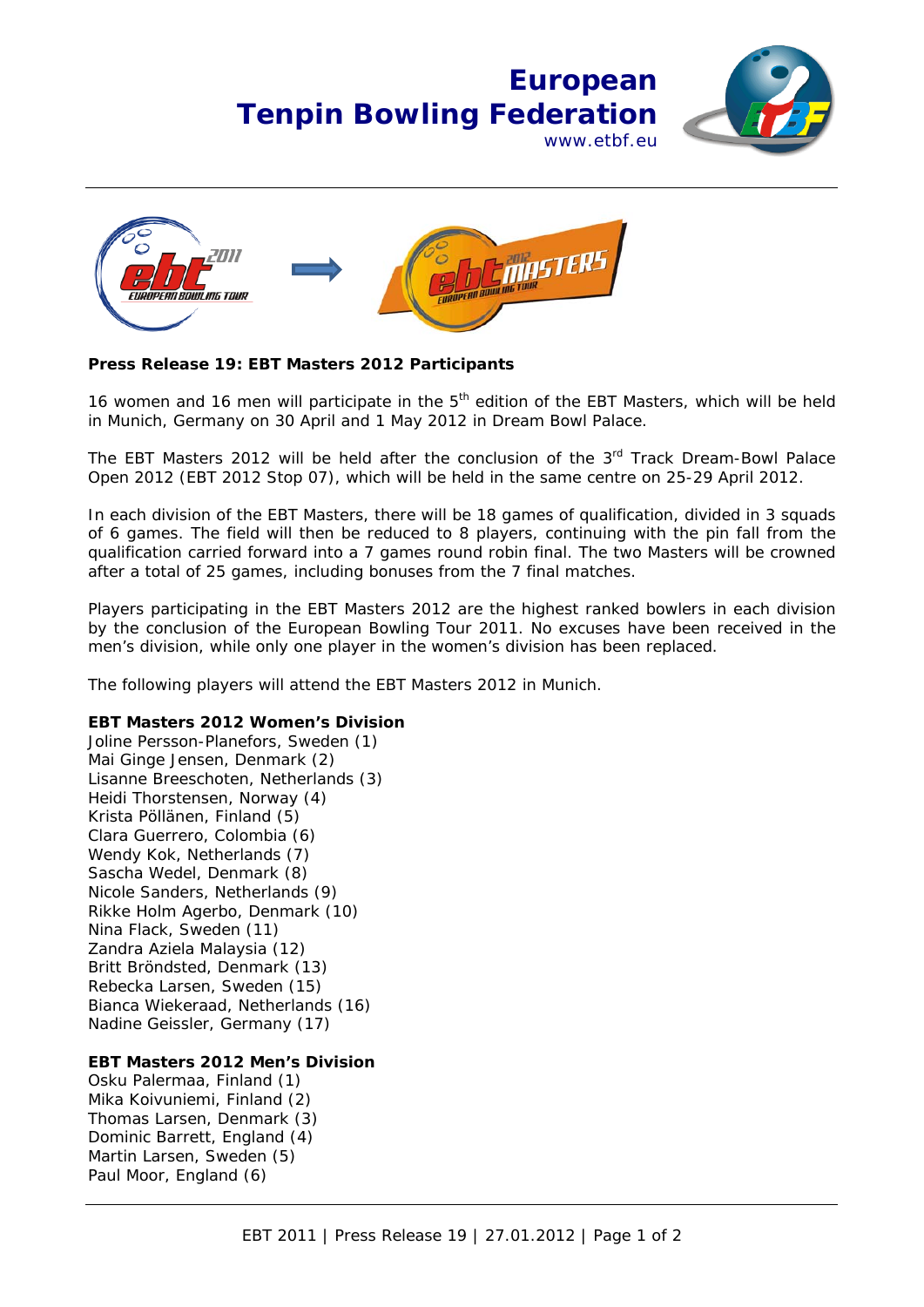# European Tenpin Bowling Federation

www.etbf.eu

**Press Release 19: EBT Masters 2012 Participants**

16 women and 16 men will participate in the 5th edition of the EBT Masters, which will be held in Munich, Germany on 30 April and 1 May 2012 in Dream Bowl Palace.

The EBT Masters 2012 will be held after the conclusion of the 3rd Track Dream-Bowl Palace Open 2012 (EBT 2012 Stop 07), which will be held in the same centre on 25-29 April 2012.

In each division of the EBT Masters, there will be 18 games of qualification, divided in 3 squads of 6 games. The field will then be reduced to 8 players, continuing with the pin fall from the qualification carried forward into a 7 games round robin final. The two Masters will be crowned after a total of 25 games, including bonuses from the 7 final matches.

Players participating in the EBT Masters 2012 are the highest ranked bowlers in each division by the conclusion of the European Bowling Tour 2011. No excuses have been received in the men's division, while only one player in the women's division has been replaced.

The following players will attend the EBT Masters 2012 in Munich.

**EBT Masters 2012 Women's Division**

Joline Persson-Planefors, Sweden (1)
Mai Ginge Jensen, Denmark (2)
Lisanne Breeschoten, Netherlands (3)
Heidi Thorstensen, Norway (4)
Krista Pöllänen, Finland (5)
Clara Guerrero, Colombia (6)
Wendy Kok, Netherlands (7)
Sascha Wedel, Denmark (8)
Nicole Sanders, Netherlands (9)
Rikke Holm Agerbo, Denmark (10)
Nina Flack, Sweden (11)
Zandra Aziela Malaysia (12)
Britt Bröndsted, Denmark (13)
Rebecka Larsen, Sweden (15)
Bianca Wiekeraad, Netherlands (16)
Nadine Geissler, Germany (17)

**EBT Masters 2012 Men's Division**

Osku Palermaa, Finland (1)
Mika Koivuniemi, Finland (2)
Thomas Larsen, Denmark (3)
Dominic Barrett, England (4)
Martin Larsen, Sweden (5)
Paul Moor, England (6)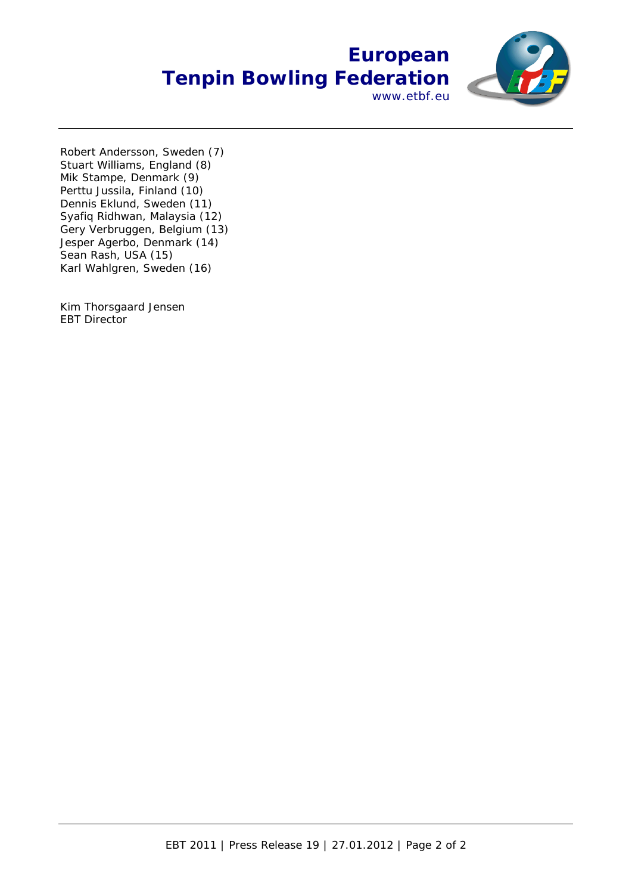Robert Andersson, Sweden (7)
Stuart Williams, England (8)
Mik Stampe, Denmark (9)
Perttu Jussila, Finland (10)
Dennis Eklund, Sweden (11)
Syafiq Ridhwan, Malaysia (12)
Gery Verbruggen, Belgium (13)
Jesper Agerbo, Denmark (14)
Sean Rash, USA (15)
Karl Wahlgren, Sweden (16)

Kim Thorsgaard Jensen
EBT Director